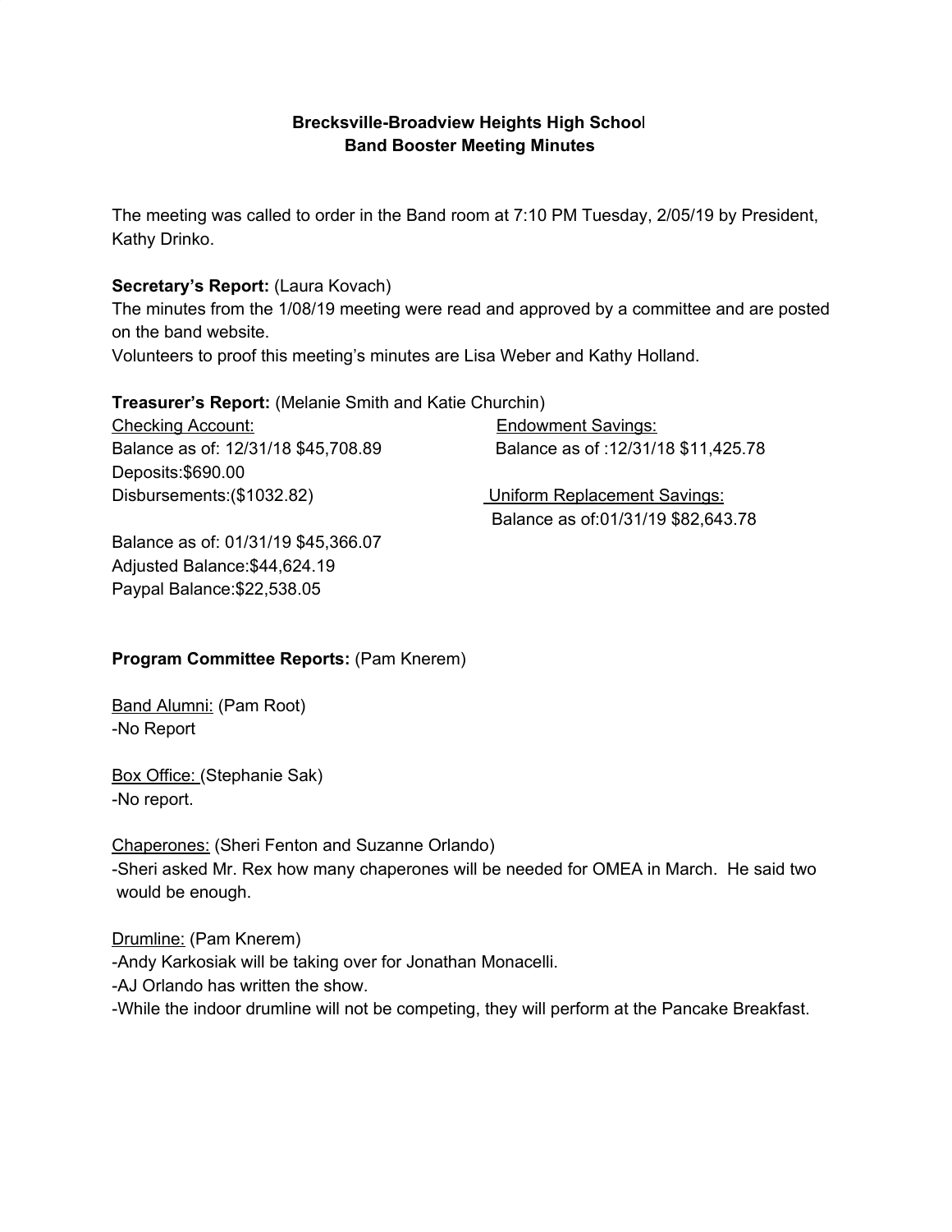**Brecksville-Broadview Heights High School**
**Band Booster Meeting Minutes**

The meeting was called to order in the Band room at 7:10 PM Tuesday, 2/05/19 by President, Kathy Drinko.

**Secretary's Report:** (Laura Kovach)
The minutes from the 1/08/19 meeting were read and approved by a committee and are posted on the band website.
Volunteers to proof this meeting's minutes are Lisa Weber and Kathy Holland.

**Treasurer's Report:** (Melanie Smith and Katie Churchin)

Checking Account:
Balance as of: 12/31/18 $45,708.89
Deposits:$690.00
Disbursements:($1032.82)

Balance as of: 01/31/19 $45,366.07
Adjusted Balance:$44,624.19
Paypal Balance:$22,538.05

Endowment Savings:
Balance as of :12/31/18 $11,425.78

Uniform Replacement Savings:
Balance as of:01/31/19 $82,643.78

**Program Committee Reports:** (Pam Knerem)

Band Alumni: (Pam Root)
-No Report

Box Office: (Stephanie Sak)
-No report.

Chaperones: (Sheri Fenton and Suzanne Orlando)
-Sheri asked Mr. Rex how many chaperones will be needed for OMEA in March. He said two would be enough.

Drumline: (Pam Knerem)
-Andy Karkosiak will be taking over for Jonathan Monacelli.
-AJ Orlando has written the show.
-While the indoor drumline will not be competing, they will perform at the Pancake Breakfast.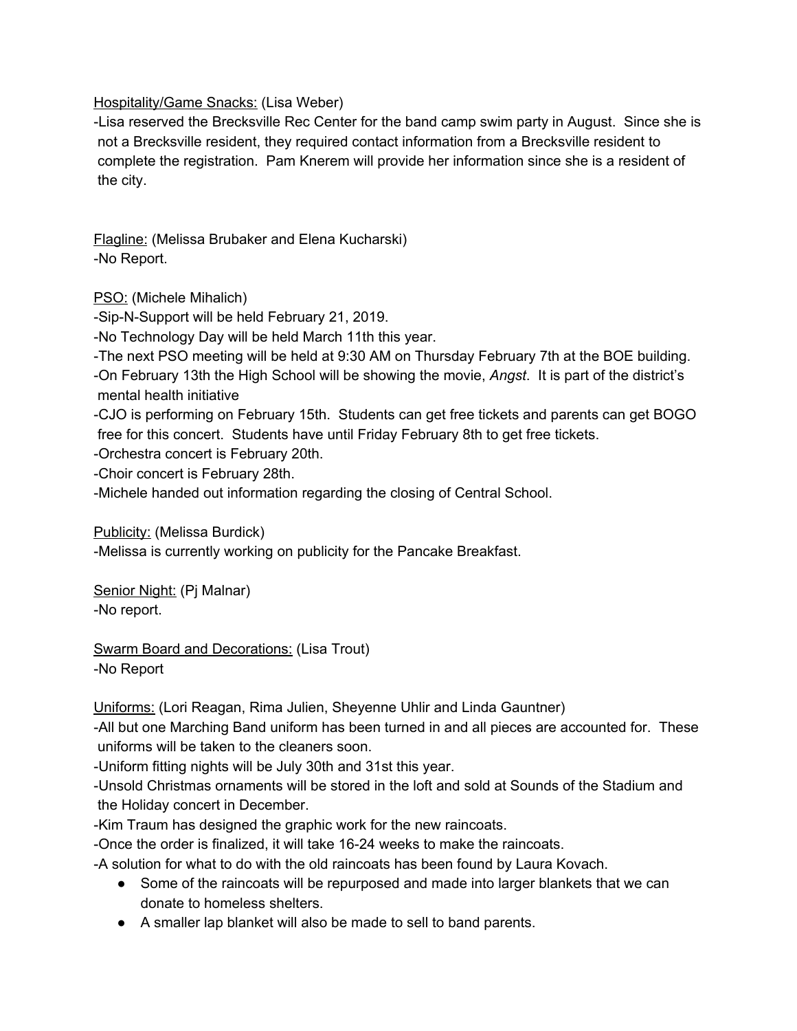Hospitality/Game Snacks: (Lisa Weber)

-Lisa reserved the Brecksville Rec Center for the band camp swim party in August. Since she is not a Brecksville resident, they required contact information from a Brecksville resident to complete the registration. Pam Knerem will provide her information since she is a resident of the city.

Flagline: (Melissa Brubaker and Elena Kucharski)

-No Report.

PSO: (Michele Mihalich)

-Sip-N-Support will be held February 21, 2019.

-No Technology Day will be held March 11th this year.

-The next PSO meeting will be held at 9:30 AM on Thursday February 7th at the BOE building.

-On February 13th the High School will be showing the movie, *Angst*. It is part of the district's mental health initiative

-CJO is performing on February 15th. Students can get free tickets and parents can get BOGO free for this concert. Students have until Friday February 8th to get free tickets.

-Orchestra concert is February 20th.

-Choir concert is February 28th.

-Michele handed out information regarding the closing of Central School.

Publicity: (Melissa Burdick)

-Melissa is currently working on publicity for the Pancake Breakfast.

Senior Night: (Pj Malnar)

-No report.

Swarm Board and Decorations: (Lisa Trout)

-No Report

Uniforms: (Lori Reagan, Rima Julien, Sheyenne Uhlir and Linda Gauntner)

-All but one Marching Band uniform has been turned in and all pieces are accounted for. These uniforms will be taken to the cleaners soon.

-Uniform fitting nights will be July 30th and 31st this year.

-Unsold Christmas ornaments will be stored in the loft and sold at Sounds of the Stadium and the Holiday concert in December.

-Kim Traum has designed the graphic work for the new raincoats.

-Once the order is finalized, it will take 16-24 weeks to make the raincoats.

-A solution for what to do with the old raincoats has been found by Laura Kovach.

- Some of the raincoats will be repurposed and made into larger blankets that we can donate to homeless shelters.
- A smaller lap blanket will also be made to sell to band parents.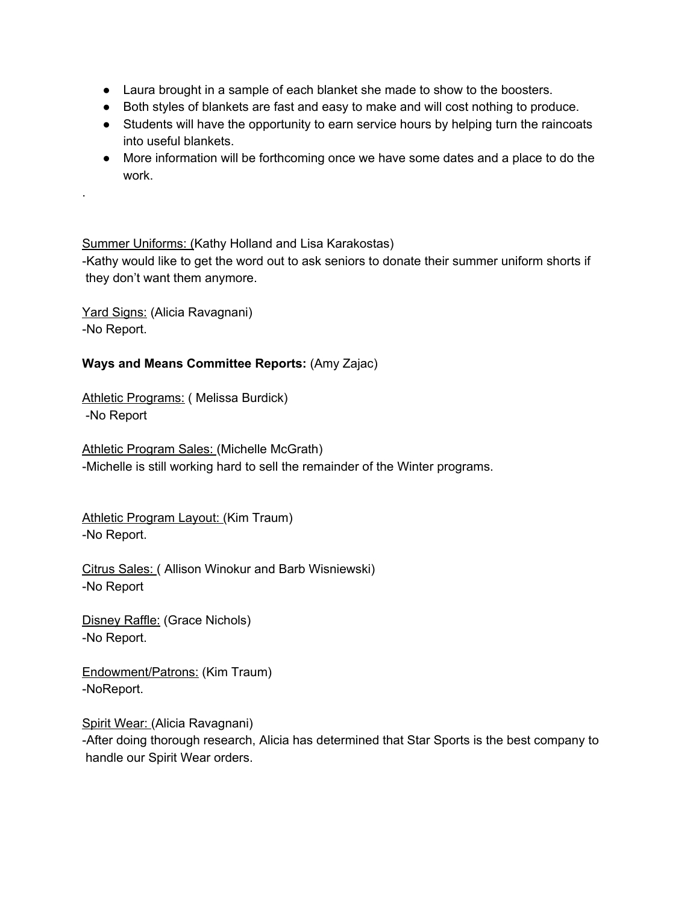- Laura brought in a sample of each blanket she made to show to the boosters.
- Both styles of blankets are fast and easy to make and will cost nothing to produce.
- Students will have the opportunity to earn service hours by helping turn the raincoats into useful blankets.
- More information will be forthcoming once we have some dates and a place to do the work.

.

<u>Summer Uniforms: (</u>Kathy Holland and Lisa Karakostas)
-Kathy would like to get the word out to ask seniors to donate their summer uniform shorts if they don't want them anymore.

<u>Yard Signs:</u> (Alicia Ravagnani)
-No Report.

**Ways and Means Committee Reports:** (Amy Zajac)

<u>Athletic Programs:</u> ( Melissa Burdick)
-No Report

<u>Athletic Program Sales: (</u>Michelle McGrath)
-Michelle is still working hard to sell the remainder of the Winter programs.

<u>Athletic Program Layout: (</u>Kim Traum)
-No Report.

<u>Citrus Sales: (</u> Allison Winokur and Barb Wisniewski)
-No Report

<u>Disney Raffle:</u> (Grace Nichols)
-No Report.

<u>Endowment/Patrons:</u> (Kim Traum)
-NoReport.

<u>Spirit Wear: (</u>Alicia Ravagnani)
-After doing thorough research, Alicia has determined that Star Sports is the best company to handle our Spirit Wear orders.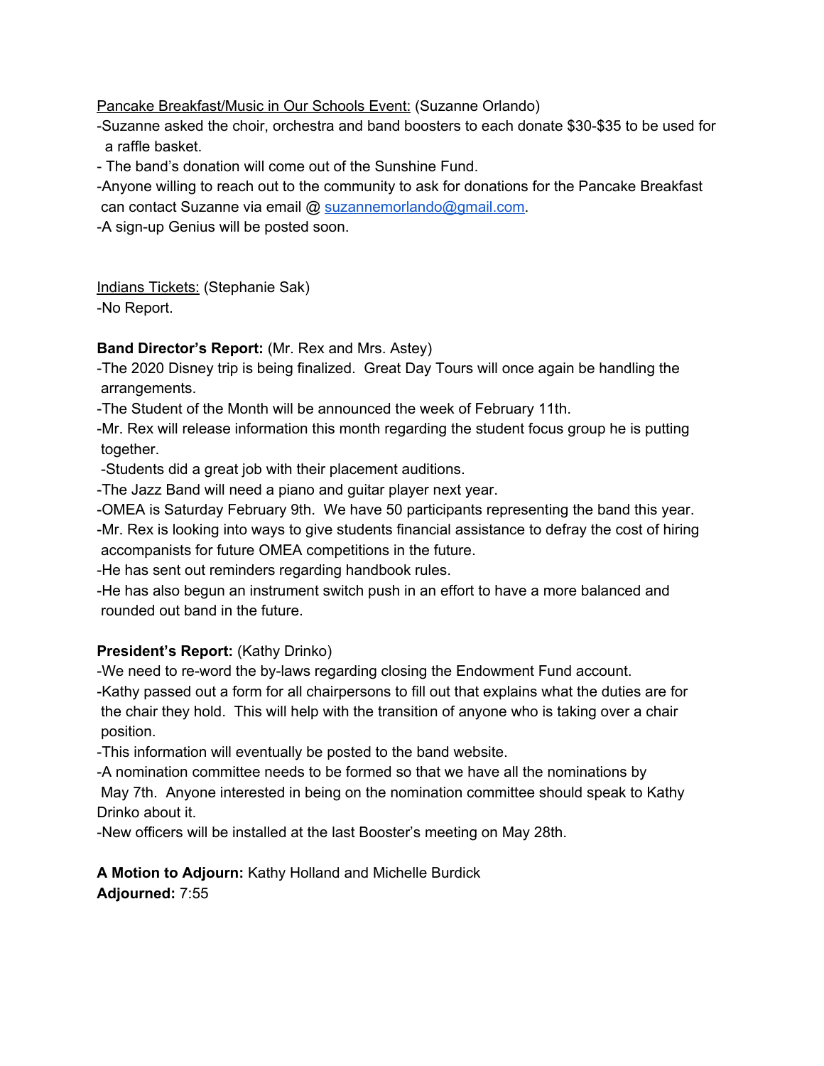Pancake Breakfast/Music in Our Schools Event: (Suzanne Orlando)

-Suzanne asked the choir, orchestra and band boosters to each donate $30-$35 to be used for a raffle basket.

- The band's donation will come out of the Sunshine Fund.

-Anyone willing to reach out to the community to ask for donations for the Pancake Breakfast can contact Suzanne via email @ suzannemorlando@gmail.com.

-A sign-up Genius will be posted soon.

Indians Tickets: (Stephanie Sak)

-No Report.

**Band Director's Report:** (Mr. Rex and Mrs. Astey)

-The 2020 Disney trip is being finalized. Great Day Tours will once again be handling the arrangements.

-The Student of the Month will be announced the week of February 11th.

-Mr. Rex will release information this month regarding the student focus group he is putting together.

-Students did a great job with their placement auditions.

-The Jazz Band will need a piano and guitar player next year.

-OMEA is Saturday February 9th. We have 50 participants representing the band this year.

-Mr. Rex is looking into ways to give students financial assistance to defray the cost of hiring accompanists for future OMEA competitions in the future.

-He has sent out reminders regarding handbook rules.

-He has also begun an instrument switch push in an effort to have a more balanced and rounded out band in the future.

**President's Report:** (Kathy Drinko)

-We need to re-word the by-laws regarding closing the Endowment Fund account.

-Kathy passed out a form for all chairpersons to fill out that explains what the duties are for the chair they hold. This will help with the transition of anyone who is taking over a chair position.

-This information will eventually be posted to the band website.

-A nomination committee needs to be formed so that we have all the nominations by May 7th. Anyone interested in being on the nomination committee should speak to Kathy Drinko about it.

-New officers will be installed at the last Booster's meeting on May 28th.

**A Motion to Adjourn:** Kathy Holland and Michelle Burdick

**Adjourned:** 7:55